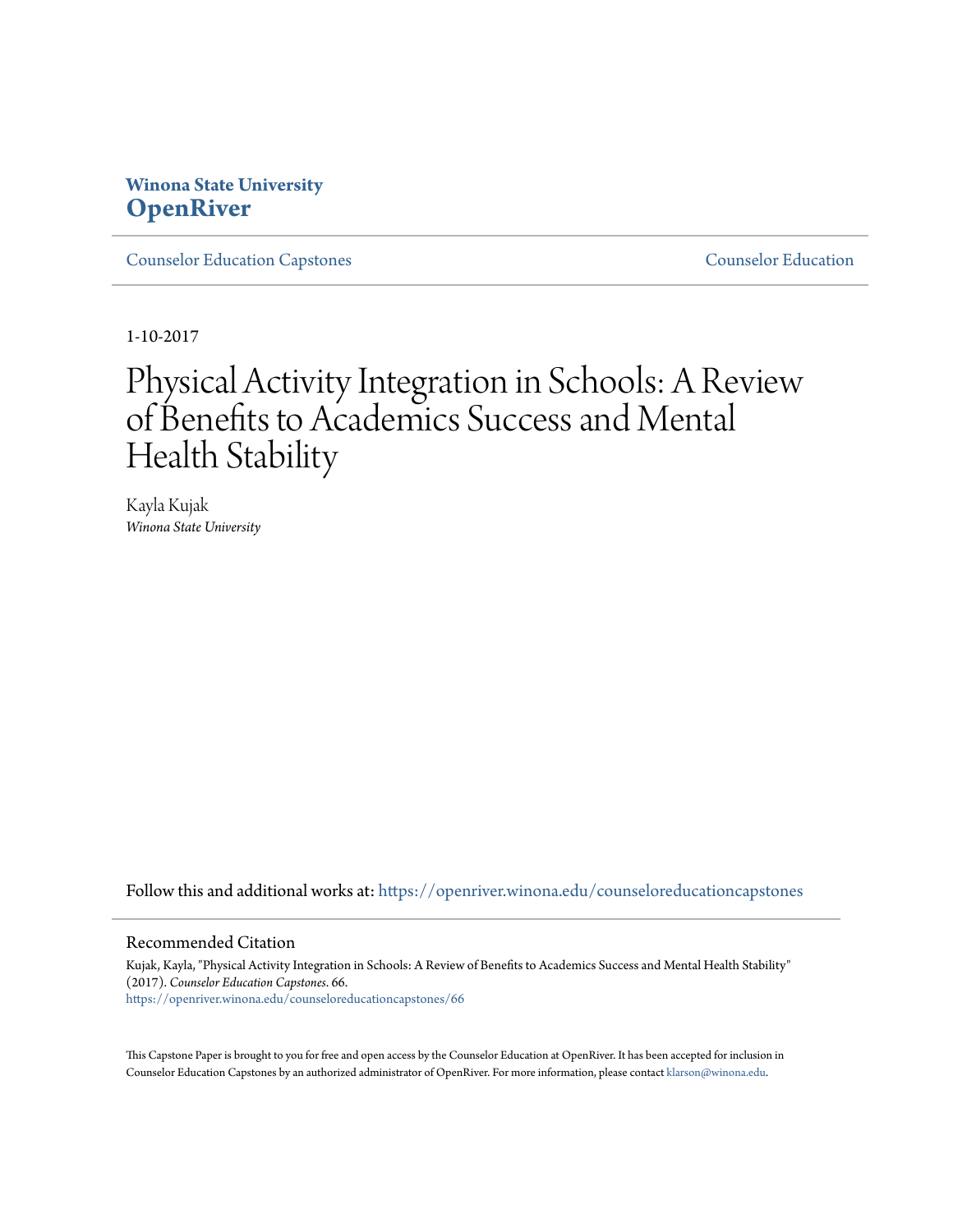**Winona State University**
**OpenRiver**

Counselor Education Capstones | Counselor Education

1-10-2017

# Physical Activity Integration in Schools: A Review of Benefits to Academics Success and Mental Health Stability

Kayla Kujak
*Winona State University*

Follow this and additional works at: https://openriver.winona.edu/counseloreducationcapstones

## Recommended Citation

Kujak, Kayla, "Physical Activity Integration in Schools: A Review of Benefits to Academics Success and Mental Health Stability" (2017). *Counselor Education Capstones*. 66.
https://openriver.winona.edu/counseloreducationcapstones/66

This Capstone Paper is brought to you for free and open access by the Counselor Education at OpenRiver. It has been accepted for inclusion in Counselor Education Capstones by an authorized administrator of OpenRiver. For more information, please contact klarson@winona.edu.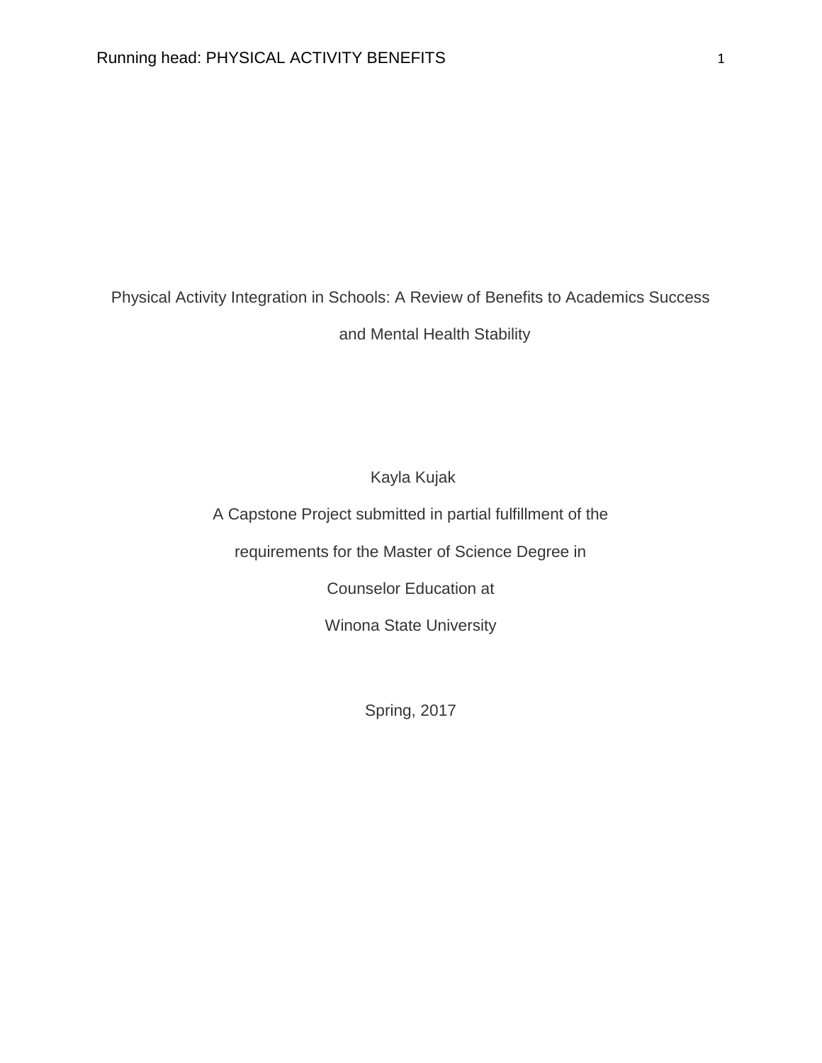# Physical Activity Integration in Schools: A Review of Benefits to Academics Success and Mental Health Stability

Kayla Kujak

A Capstone Project submitted in partial fulfillment of the

requirements for the Master of Science Degree in

Counselor Education at

Winona State University

Spring, 2017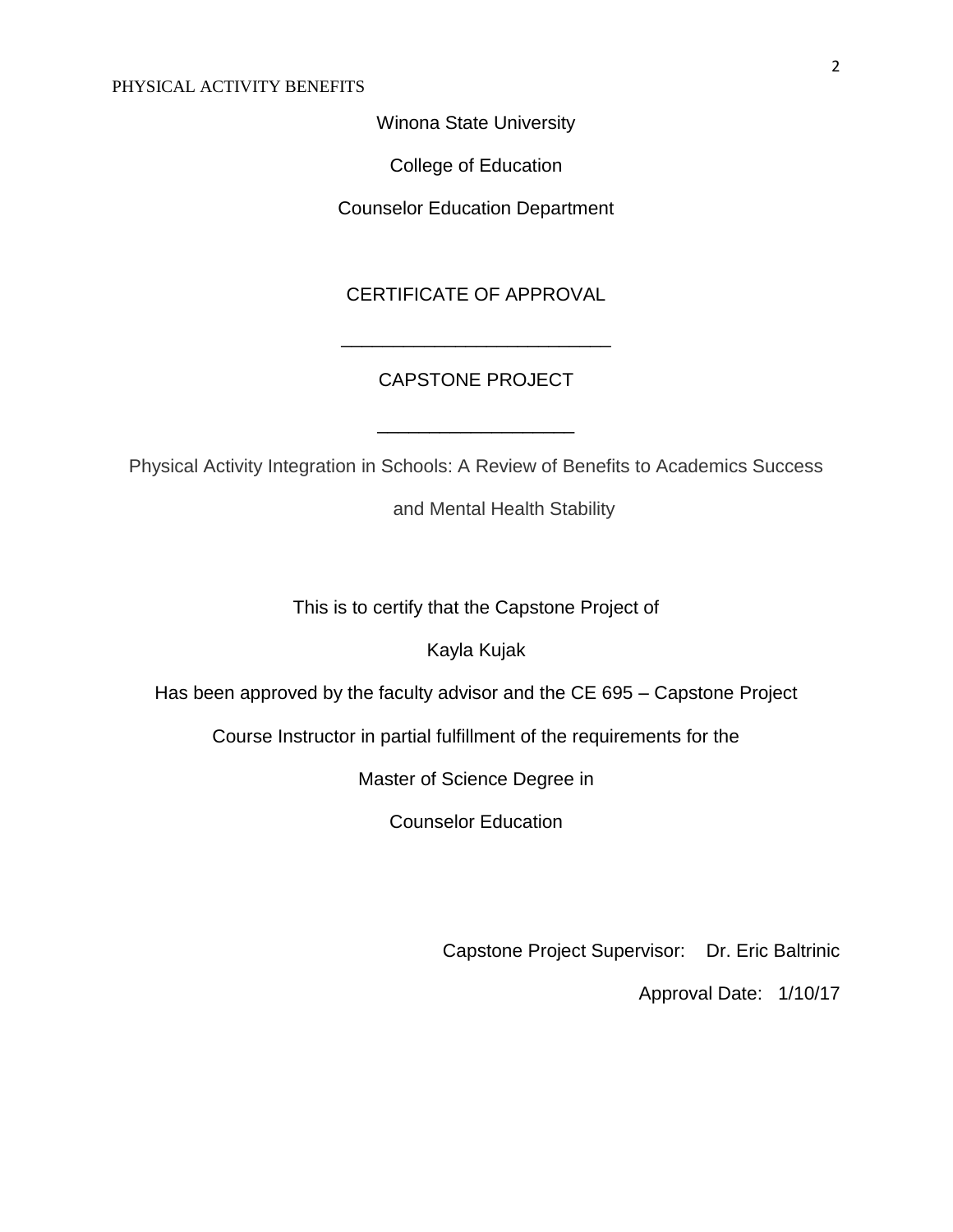Winona State University

College of Education

Counselor Education Department

CERTIFICATE OF APPROVAL

___________________________

CAPSTONE PROJECT

___________________

Physical Activity Integration in Schools: A Review of Benefits to Academics Success and Mental Health Stability

This is to certify that the Capstone Project of

Kayla Kujak

Has been approved by the faculty advisor and the CE 695 – Capstone Project Course Instructor in partial fulfillment of the requirements for the

Master of Science Degree in

Counselor Education

Capstone Project Supervisor: Dr. Eric Baltrinic

Approval Date: 1/10/17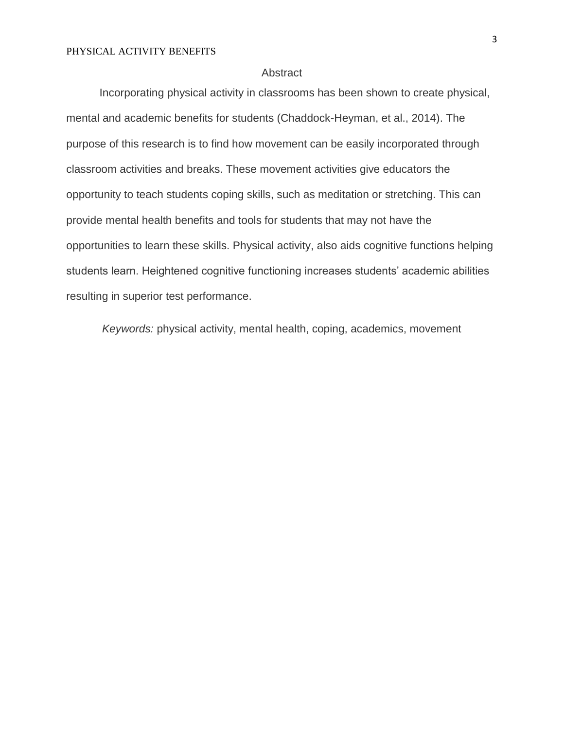# Abstract

Incorporating physical activity in classrooms has been shown to create physical, mental and academic benefits for students (Chaddock-Heyman, et al., 2014). The purpose of this research is to find how movement can be easily incorporated through classroom activities and breaks. These movement activities give educators the opportunity to teach students coping skills, such as meditation or stretching. This can provide mental health benefits and tools for students that may not have the opportunities to learn these skills. Physical activity, also aids cognitive functions helping students learn. Heightened cognitive functioning increases students' academic abilities resulting in superior test performance.

*Keywords:* physical activity, mental health, coping, academics, movement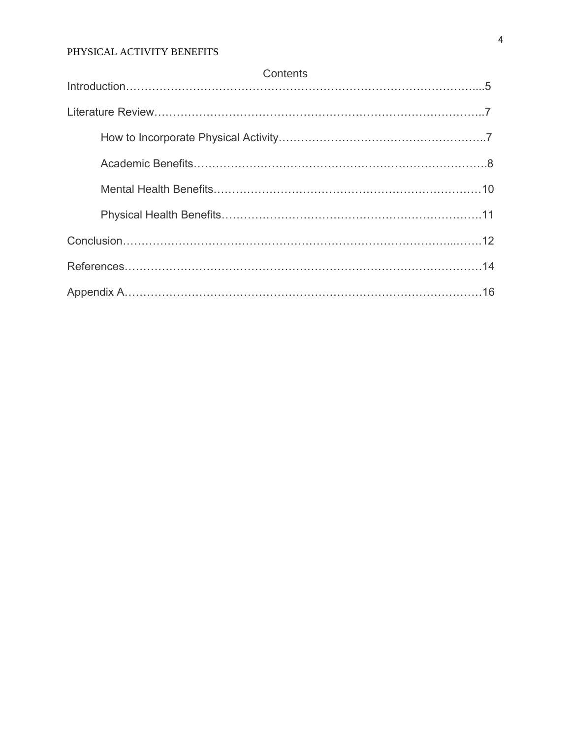# Contents

Introduction……………………………………………………………………………………...5

Literature Review……………………………………………………………………………..7

- How to Incorporate Physical Activity……………………………………………..7
- Academic Benefits…………………………………………………………………….8
- Mental Health Benefits………………………………………………………………10
- Physical Health Benefits…………………………………………………………….11

Conclusion……………………………………………………………………………...…….12

References…………………………………………………………………………………14

Appendix A…………………………………………………………………………………16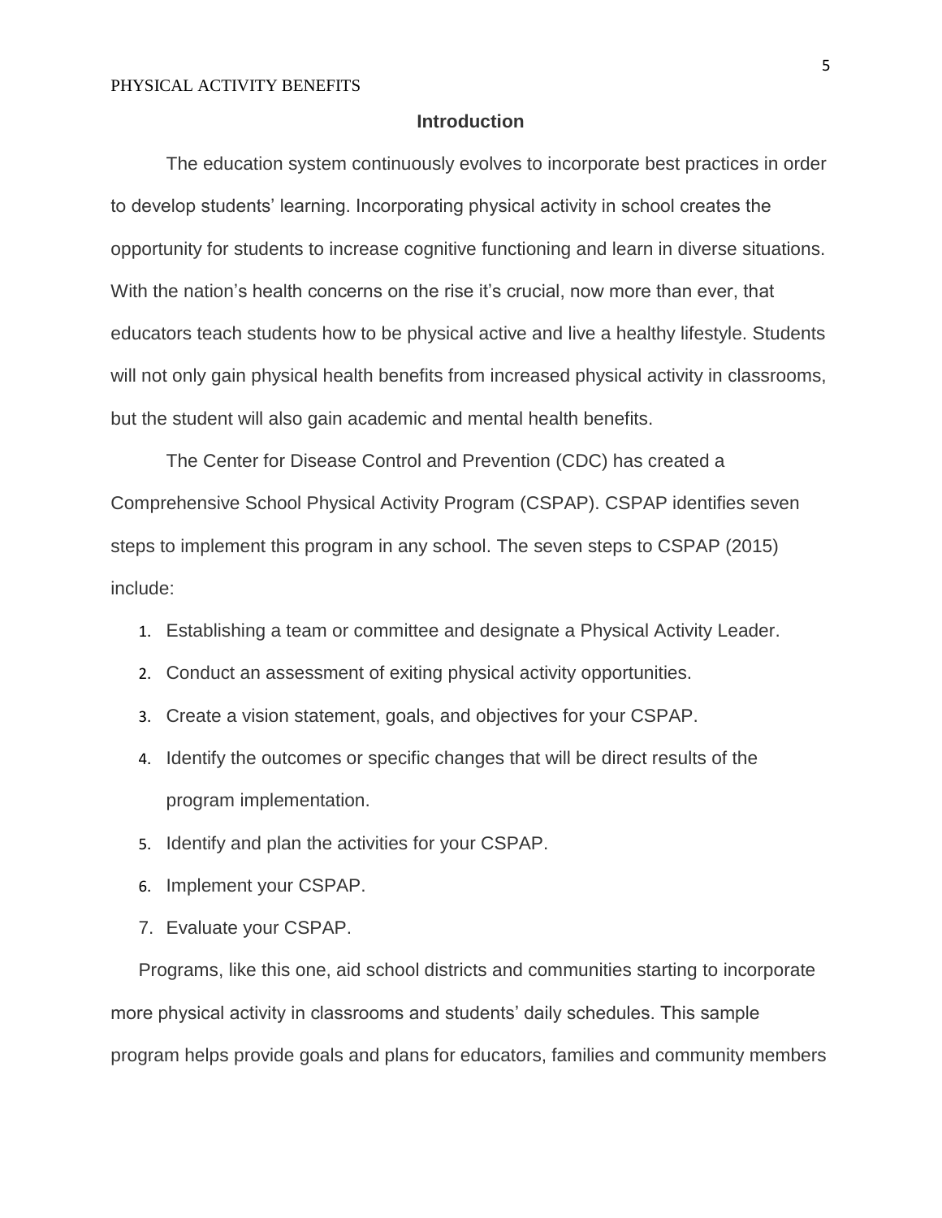## Introduction

The education system continuously evolves to incorporate best practices in order to develop students' learning. Incorporating physical activity in school creates the opportunity for students to increase cognitive functioning and learn in diverse situations. With the nation's health concerns on the rise it's crucial, now more than ever, that educators teach students how to be physical active and live a healthy lifestyle. Students will not only gain physical health benefits from increased physical activity in classrooms, but the student will also gain academic and mental health benefits.

The Center for Disease Control and Prevention (CDC) has created a Comprehensive School Physical Activity Program (CSPAP). CSPAP identifies seven steps to implement this program in any school. The seven steps to CSPAP (2015) include:

1. Establishing a team or committee and designate a Physical Activity Leader.
2. Conduct an assessment of exiting physical activity opportunities.
3. Create a vision statement, goals, and objectives for your CSPAP.
4. Identify the outcomes or specific changes that will be direct results of the program implementation.
5. Identify and plan the activities for your CSPAP.
6. Implement your CSPAP.
7. Evaluate your CSPAP.

Programs, like this one, aid school districts and communities starting to incorporate more physical activity in classrooms and students' daily schedules. This sample program helps provide goals and plans for educators, families and community members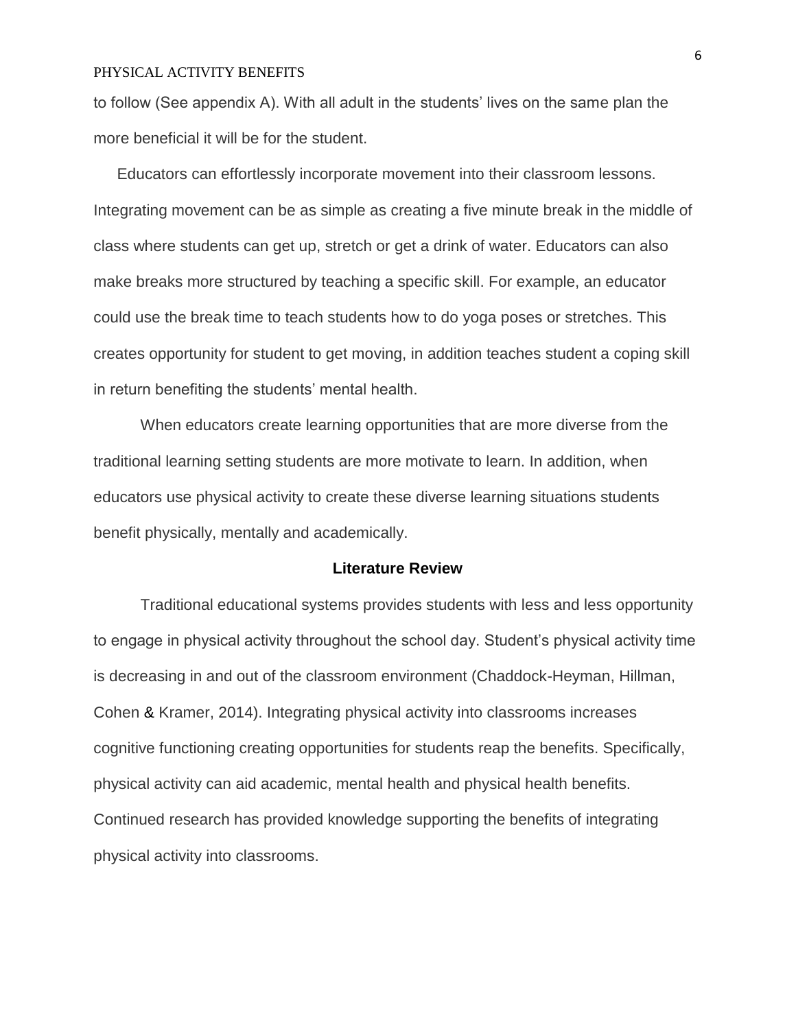to follow (See appendix A). With all adult in the students' lives on the same plan the more beneficial it will be for the student.

Educators can effortlessly incorporate movement into their classroom lessons. Integrating movement can be as simple as creating a five minute break in the middle of class where students can get up, stretch or get a drink of water. Educators can also make breaks more structured by teaching a specific skill. For example, an educator could use the break time to teach students how to do yoga poses or stretches. This creates opportunity for student to get moving, in addition teaches student a coping skill in return benefiting the students' mental health.

When educators create learning opportunities that are more diverse from the traditional learning setting students are more motivate to learn. In addition, when educators use physical activity to create these diverse learning situations students benefit physically, mentally and academically.

## Literature Review

Traditional educational systems provides students with less and less opportunity to engage in physical activity throughout the school day. Student's physical activity time is decreasing in and out of the classroom environment (Chaddock-Heyman, Hillman, Cohen & Kramer, 2014). Integrating physical activity into classrooms increases cognitive functioning creating opportunities for students reap the benefits. Specifically, physical activity can aid academic, mental health and physical health benefits. Continued research has provided knowledge supporting the benefits of integrating physical activity into classrooms.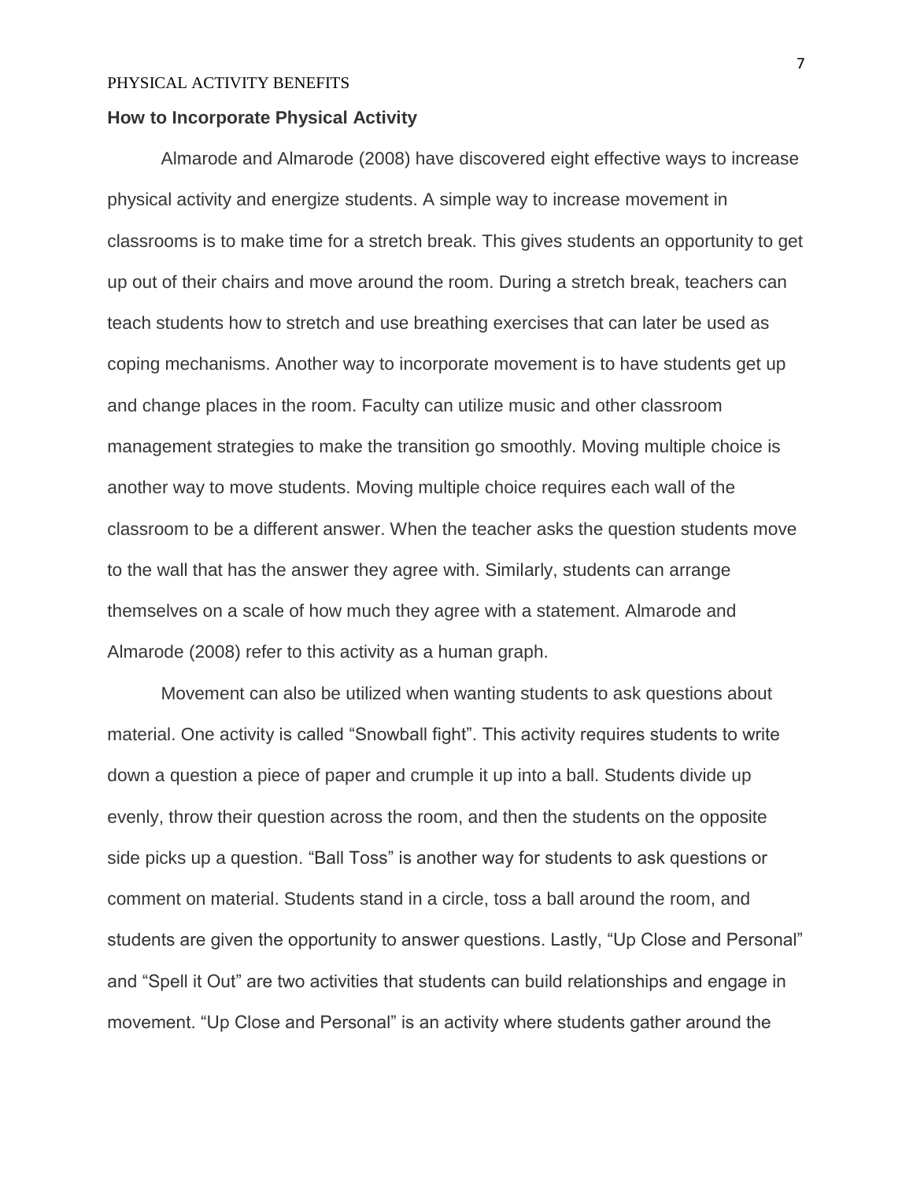## How to Incorporate Physical Activity

Almarode and Almarode (2008) have discovered eight effective ways to increase physical activity and energize students. A simple way to increase movement in classrooms is to make time for a stretch break. This gives students an opportunity to get up out of their chairs and move around the room. During a stretch break, teachers can teach students how to stretch and use breathing exercises that can later be used as coping mechanisms. Another way to incorporate movement is to have students get up and change places in the room. Faculty can utilize music and other classroom management strategies to make the transition go smoothly. Moving multiple choice is another way to move students. Moving multiple choice requires each wall of the classroom to be a different answer. When the teacher asks the question students move to the wall that has the answer they agree with. Similarly, students can arrange themselves on a scale of how much they agree with a statement. Almarode and Almarode (2008) refer to this activity as a human graph.

Movement can also be utilized when wanting students to ask questions about material. One activity is called "Snowball fight". This activity requires students to write down a question a piece of paper and crumple it up into a ball. Students divide up evenly, throw their question across the room, and then the students on the opposite side picks up a question. "Ball Toss" is another way for students to ask questions or comment on material. Students stand in a circle, toss a ball around the room, and students are given the opportunity to answer questions. Lastly, "Up Close and Personal" and "Spell it Out" are two activities that students can build relationships and engage in movement. "Up Close and Personal" is an activity where students gather around the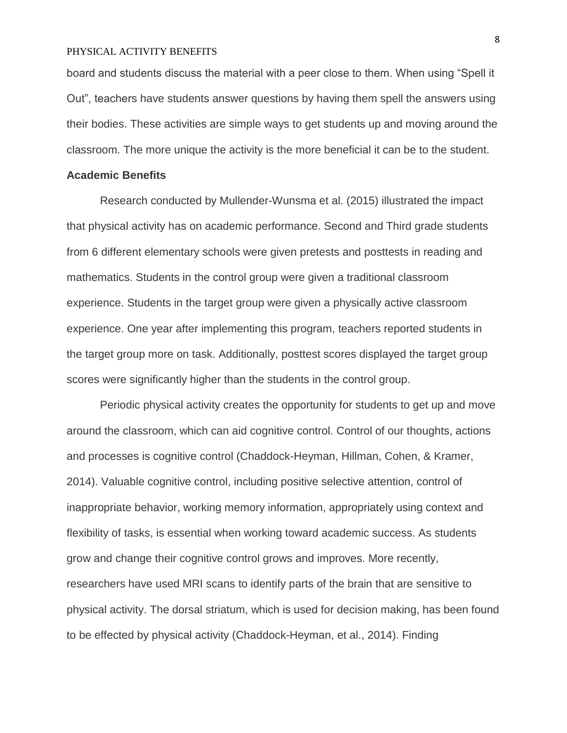board and students discuss the material with a peer close to them. When using “Spell it Out”, teachers have students answer questions by having them spell the answers using their bodies. These activities are simple ways to get students up and moving around the classroom. The more unique the activity is the more beneficial it can be to the student.

**Academic Benefits**

Research conducted by Mullender-Wunsma et al. (2015) illustrated the impact that physical activity has on academic performance. Second and Third grade students from 6 different elementary schools were given pretests and posttests in reading and mathematics. Students in the control group were given a traditional classroom experience. Students in the target group were given a physically active classroom experience. One year after implementing this program, teachers reported students in the target group more on task. Additionally, posttest scores displayed the target group scores were significantly higher than the students in the control group.

Periodic physical activity creates the opportunity for students to get up and move around the classroom, which can aid cognitive control. Control of our thoughts, actions and processes is cognitive control (Chaddock-Heyman, Hillman, Cohen, & Kramer, 2014). Valuable cognitive control, including positive selective attention, control of inappropriate behavior, working memory information, appropriately using context and flexibility of tasks, is essential when working toward academic success. As students grow and change their cognitive control grows and improves. More recently, researchers have used MRI scans to identify parts of the brain that are sensitive to physical activity. The dorsal striatum, which is used for decision making, has been found to be effected by physical activity (Chaddock-Heyman, et al., 2014). Finding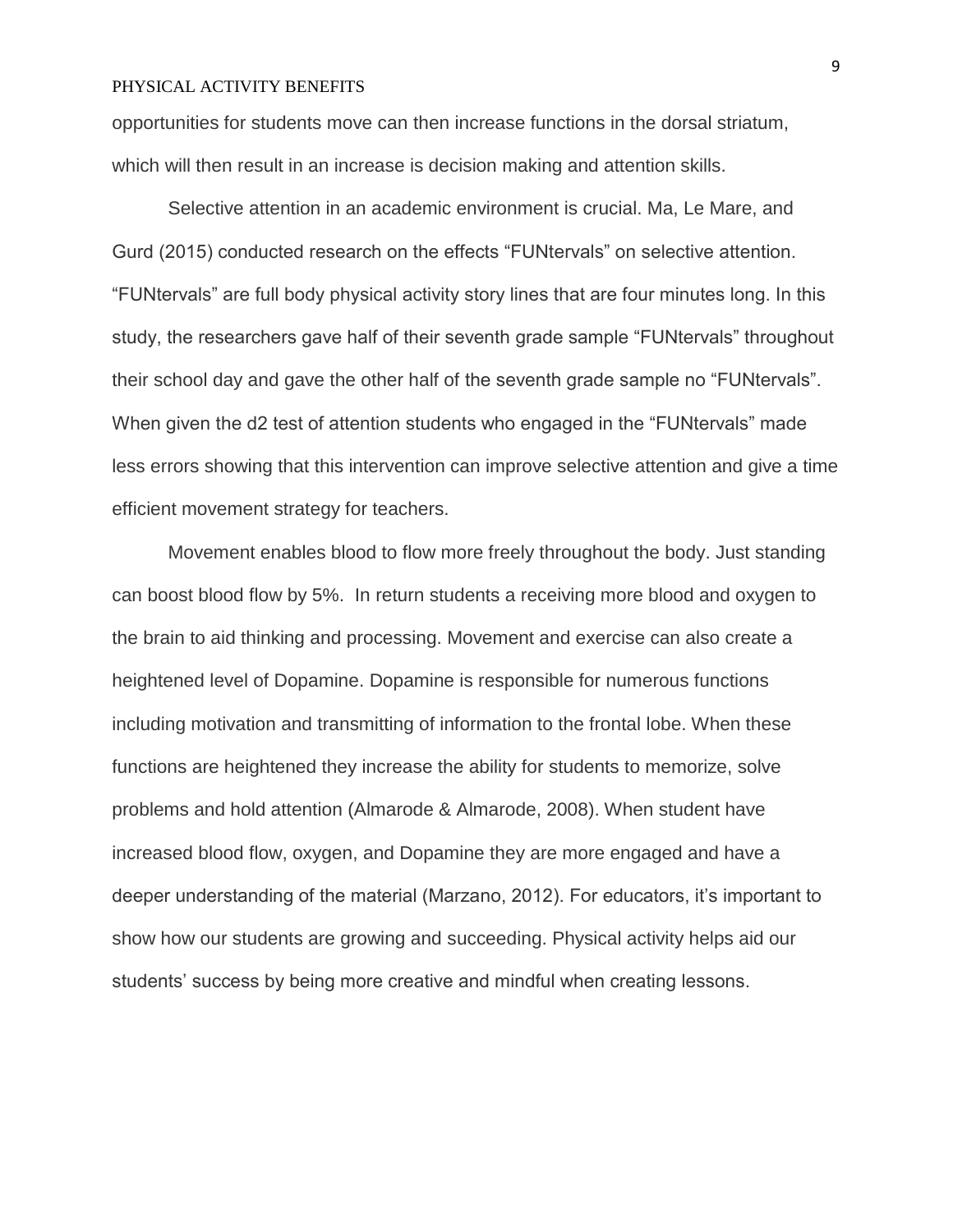opportunities for students move can then increase functions in the dorsal striatum, which will then result in an increase is decision making and attention skills.

Selective attention in an academic environment is crucial. Ma, Le Mare, and Gurd (2015) conducted research on the effects “FUNtervals” on selective attention. “FUNtervals” are full body physical activity story lines that are four minutes long. In this study, the researchers gave half of their seventh grade sample “FUNtervals” throughout their school day and gave the other half of the seventh grade sample no “FUNtervals”. When given the d2 test of attention students who engaged in the “FUNtervals” made less errors showing that this intervention can improve selective attention and give a time efficient movement strategy for teachers.

Movement enables blood to flow more freely throughout the body. Just standing can boost blood flow by 5%. In return students a receiving more blood and oxygen to the brain to aid thinking and processing. Movement and exercise can also create a heightened level of Dopamine. Dopamine is responsible for numerous functions including motivation and transmitting of information to the frontal lobe. When these functions are heightened they increase the ability for students to memorize, solve problems and hold attention (Almarode & Almarode, 2008). When student have increased blood flow, oxygen, and Dopamine they are more engaged and have a deeper understanding of the material (Marzano, 2012). For educators, it’s important to show how our students are growing and succeeding. Physical activity helps aid our students’ success by being more creative and mindful when creating lessons.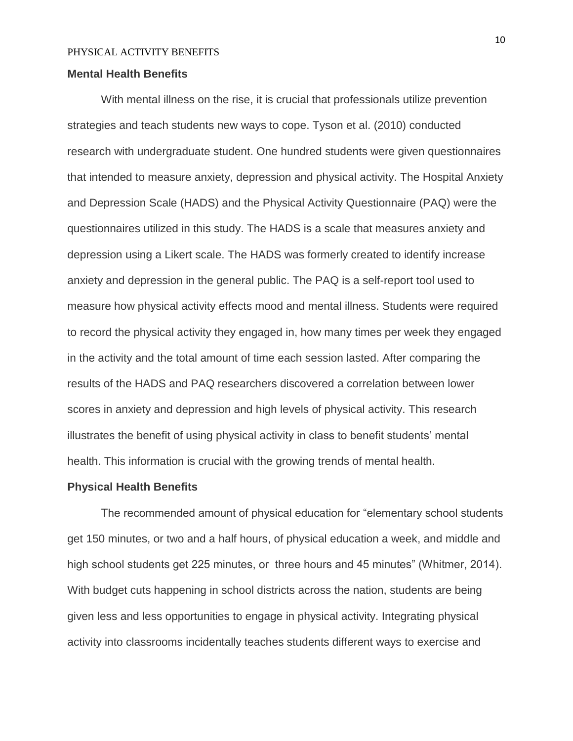## Mental Health Benefits

With mental illness on the rise, it is crucial that professionals utilize prevention strategies and teach students new ways to cope. Tyson et al. (2010) conducted research with undergraduate student. One hundred students were given questionnaires that intended to measure anxiety, depression and physical activity. The Hospital Anxiety and Depression Scale (HADS) and the Physical Activity Questionnaire (PAQ) were the questionnaires utilized in this study. The HADS is a scale that measures anxiety and depression using a Likert scale. The HADS was formerly created to identify increase anxiety and depression in the general public. The PAQ is a self-report tool used to measure how physical activity effects mood and mental illness. Students were required to record the physical activity they engaged in, how many times per week they engaged in the activity and the total amount of time each session lasted. After comparing the results of the HADS and PAQ researchers discovered a correlation between lower scores in anxiety and depression and high levels of physical activity. This research illustrates the benefit of using physical activity in class to benefit students' mental health. This information is crucial with the growing trends of mental health.

## Physical Health Benefits

The recommended amount of physical education for "elementary school students get 150 minutes, or two and a half hours, of physical education a week, and middle and high school students get 225 minutes, or three hours and 45 minutes" (Whitmer, 2014). With budget cuts happening in school districts across the nation, students are being given less and less opportunities to engage in physical activity. Integrating physical activity into classrooms incidentally teaches students different ways to exercise and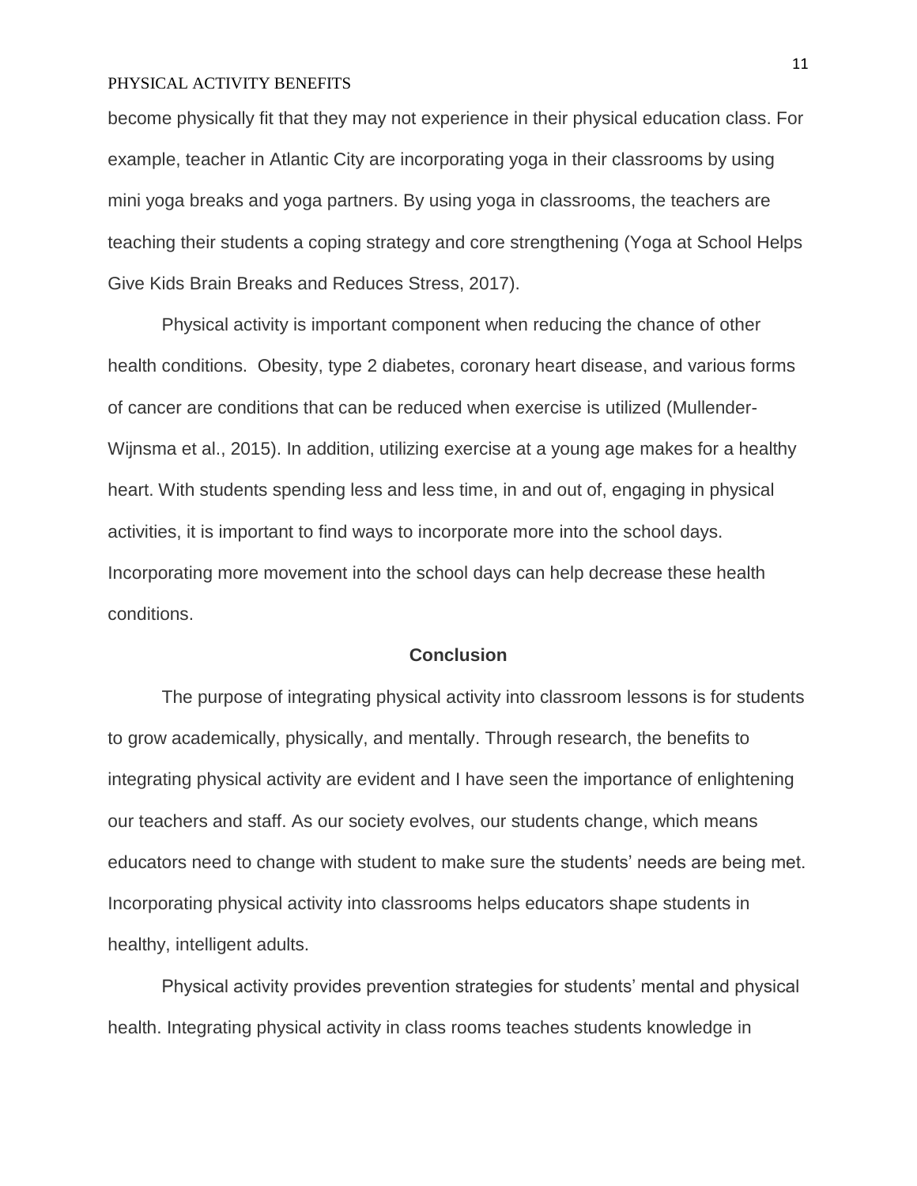become physically fit that they may not experience in their physical education class. For example, teacher in Atlantic City are incorporating yoga in their classrooms by using mini yoga breaks and yoga partners. By using yoga in classrooms, the teachers are teaching their students a coping strategy and core strengthening (Yoga at School Helps Give Kids Brain Breaks and Reduces Stress, 2017).

Physical activity is important component when reducing the chance of other health conditions. Obesity, type 2 diabetes, coronary heart disease, and various forms of cancer are conditions that can be reduced when exercise is utilized (Mullender-Wijnsma et al., 2015). In addition, utilizing exercise at a young age makes for a healthy heart. With students spending less and less time, in and out of, engaging in physical activities, it is important to find ways to incorporate more into the school days. Incorporating more movement into the school days can help decrease these health conditions.

## Conclusion

The purpose of integrating physical activity into classroom lessons is for students to grow academically, physically, and mentally. Through research, the benefits to integrating physical activity are evident and I have seen the importance of enlightening our teachers and staff. As our society evolves, our students change, which means educators need to change with student to make sure the students' needs are being met. Incorporating physical activity into classrooms helps educators shape students in healthy, intelligent adults.

Physical activity provides prevention strategies for students' mental and physical health. Integrating physical activity in class rooms teaches students knowledge in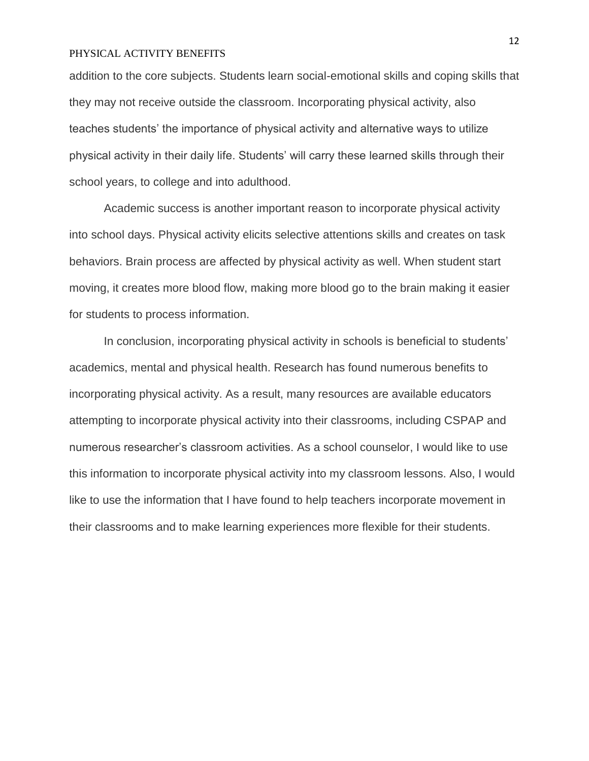addition to the core subjects. Students learn social-emotional skills and coping skills that they may not receive outside the classroom. Incorporating physical activity, also teaches students' the importance of physical activity and alternative ways to utilize physical activity in their daily life. Students' will carry these learned skills through their school years, to college and into adulthood.

Academic success is another important reason to incorporate physical activity into school days. Physical activity elicits selective attentions skills and creates on task behaviors. Brain process are affected by physical activity as well. When student start moving, it creates more blood flow, making more blood go to the brain making it easier for students to process information.

In conclusion, incorporating physical activity in schools is beneficial to students' academics, mental and physical health. Research has found numerous benefits to incorporating physical activity. As a result, many resources are available educators attempting to incorporate physical activity into their classrooms, including CSPAP and numerous researcher's classroom activities. As a school counselor, I would like to use this information to incorporate physical activity into my classroom lessons. Also, I would like to use the information that I have found to help teachers incorporate movement in their classrooms and to make learning experiences more flexible for their students.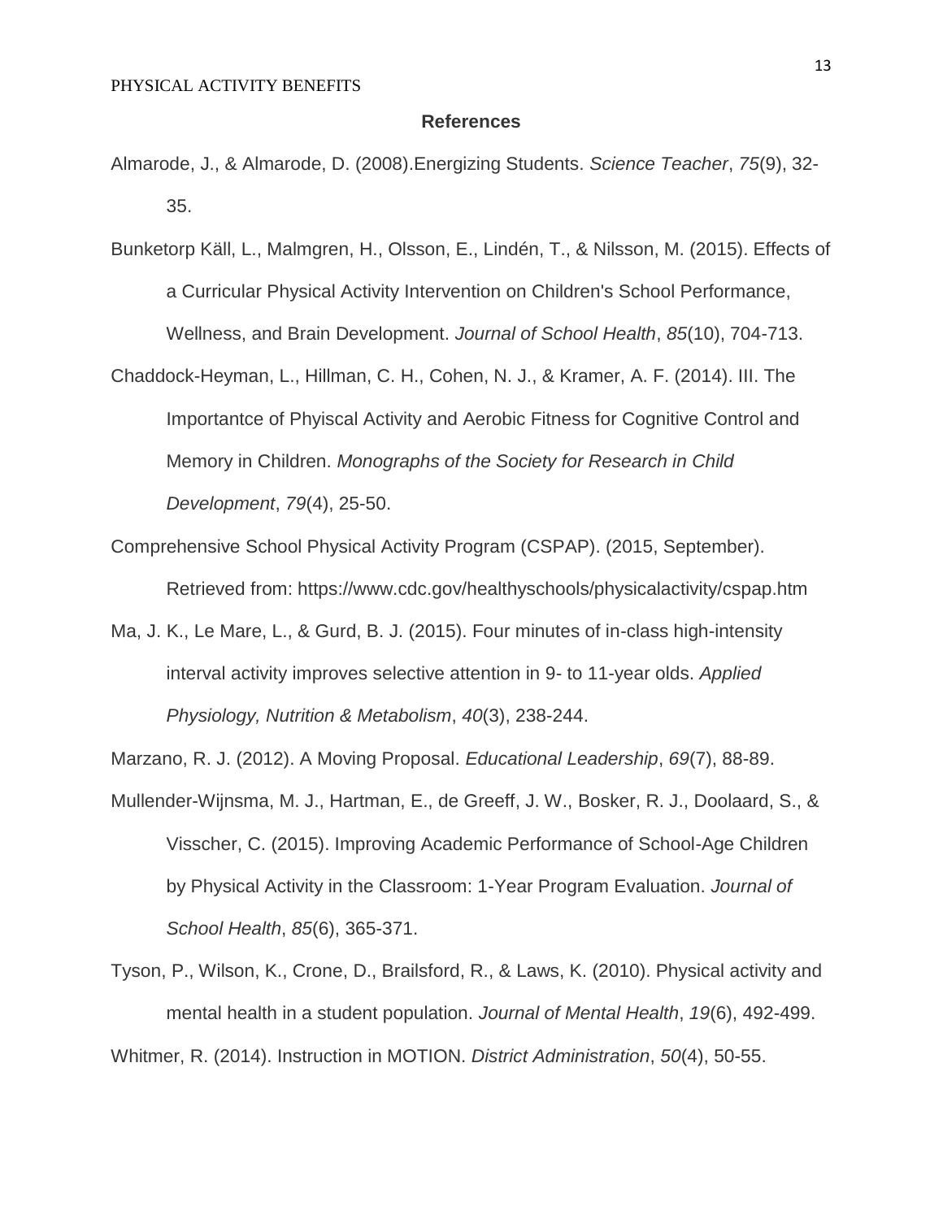## References

Almarode, J., & Almarode, D. (2008).Energizing Students. *Science Teacher*, *75*(9), 32-35.

Bunketorp Käll, L., Malmgren, H., Olsson, E., Lindén, T., & Nilsson, M. (2015). Effects of a Curricular Physical Activity Intervention on Children's School Performance, Wellness, and Brain Development. *Journal of School Health*, *85*(10), 704-713.

Chaddock-Heyman, L., Hillman, C. H., Cohen, N. J., & Kramer, A. F. (2014). III. The Importantce of Phyiscal Activity and Aerobic Fitness for Cognitive Control and Memory in Children. *Monographs of the Society for Research in Child Development*, *79*(4), 25-50.

Comprehensive School Physical Activity Program (CSPAP). (2015, September). Retrieved from: https://www.cdc.gov/healthyschools/physicalactivity/cspap.htm

Ma, J. K., Le Mare, L., & Gurd, B. J. (2015). Four minutes of in-class high-intensity interval activity improves selective attention in 9- to 11-year olds. *Applied Physiology, Nutrition & Metabolism*, *40*(3), 238-244.

Marzano, R. J. (2012). A Moving Proposal. *Educational Leadership*, *69*(7), 88-89.

Mullender-Wijnsma, M. J., Hartman, E., de Greeff, J. W., Bosker, R. J., Doolaard, S., & Visscher, C. (2015). Improving Academic Performance of School-Age Children by Physical Activity in the Classroom: 1-Year Program Evaluation. *Journal of School Health*, *85*(6), 365-371.

Tyson, P., Wilson, K., Crone, D., Brailsford, R., & Laws, K. (2010). Physical activity and mental health in a student population. *Journal of Mental Health*, *19*(6), 492-499.

Whitmer, R. (2014). Instruction in MOTION. *District Administration*, *50*(4), 50-55.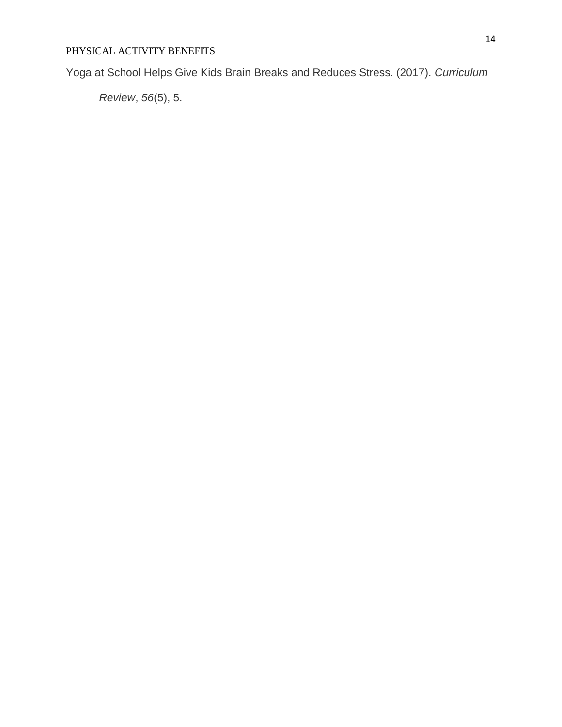Yoga at School Helps Give Kids Brain Breaks and Reduces Stress. (2017). *Curriculum Review*, *56*(5), 5.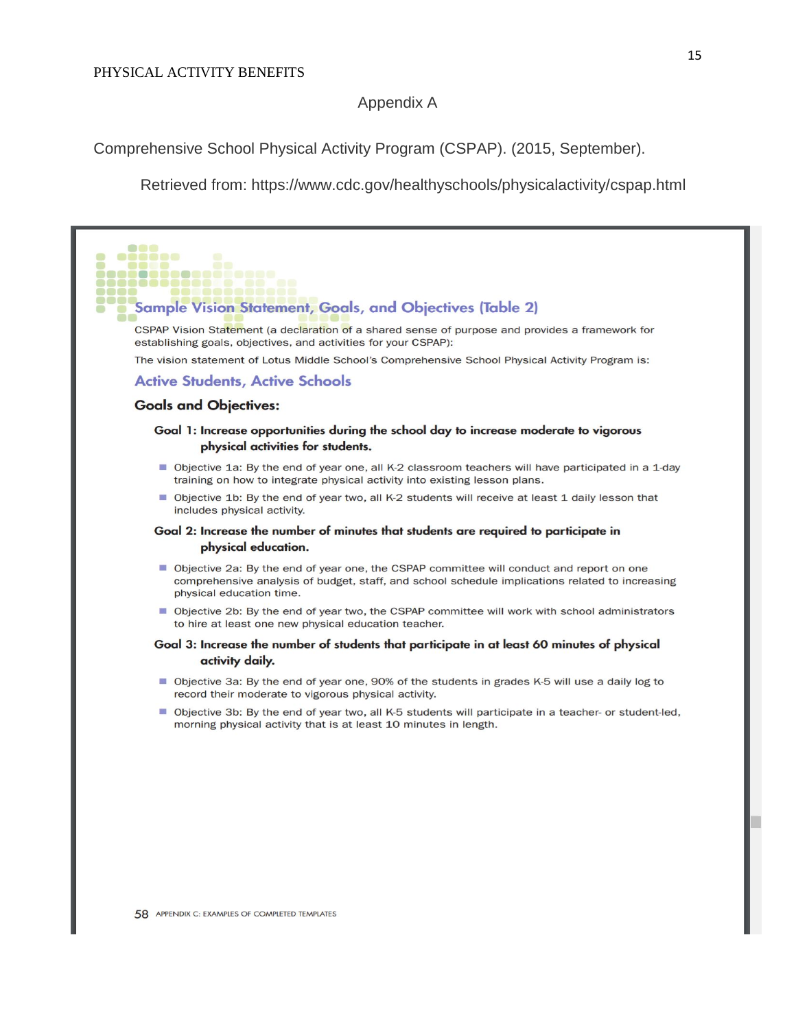# Appendix A

Comprehensive School Physical Activity Program (CSPAP). (2015, September).

Retrieved from: https://www.cdc.gov/healthyschools/physicalactivity/cspap.html

## Sample Vision Statement, Goals, and Objectives (Table 2)

CSPAP Vision Statement (a declaration of a shared sense of purpose and provides a framework for establishing goals, objectives, and activities for your CSPAP):

The vision statement of Lotus Middle School's Comprehensive School Physical Activity Program is:

### Active Students, Active Schools

**Goals and Objectives:**

**Goal 1: Increase opportunities during the school day to increase moderate to vigorous physical activities for students.**

- Objective 1a: By the end of year one, all K-2 classroom teachers will have participated in a 1-day training on how to integrate physical activity into existing lesson plans.
- Objective 1b: By the end of year two, all K-2 students will receive at least 1 daily lesson that includes physical activity.

**Goal 2: Increase the number of minutes that students are required to participate in physical education.**

- Objective 2a: By the end of year one, the CSPAP committee will conduct and report on one comprehensive analysis of budget, staff, and school schedule implications related to increasing physical education time.
- Objective 2b: By the end of year two, the CSPAP committee will work with school administrators to hire at least one new physical education teacher.

**Goal 3: Increase the number of students that participate in at least 60 minutes of physical activity daily.**

- Objective 3a: By the end of year one, 90% of the students in grades K-5 will use a daily log to record their moderate to vigorous physical activity.
- Objective 3b: By the end of year two, all K-5 students will participate in a teacher- or student-led, morning physical activity that is at least 10 minutes in length.

58 APPENDIX C: EXAMPLES OF COMPLETED TEMPLATES